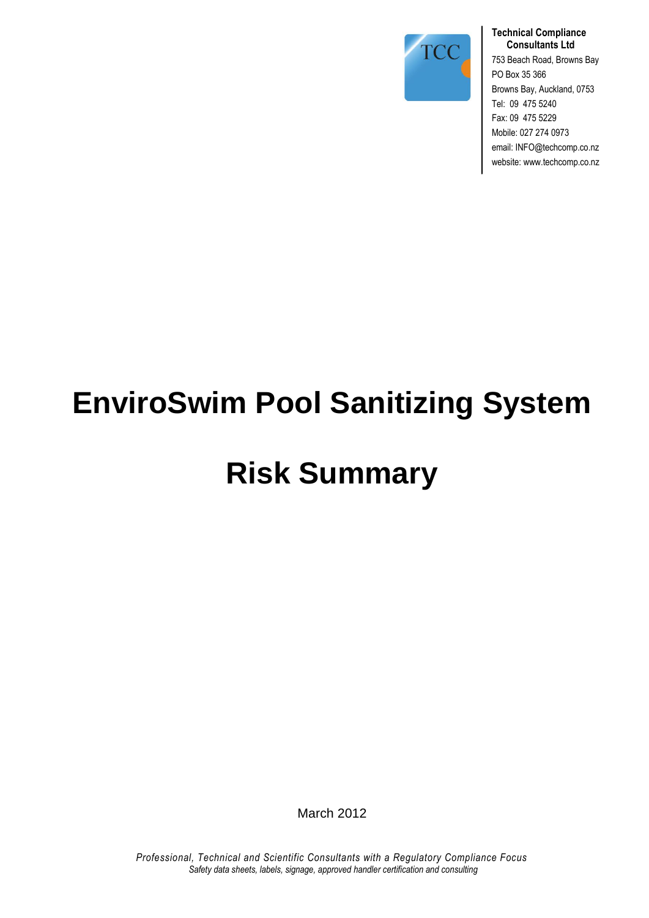**Technical Compliance Consultants Ltd**
753 Beach Road, Browns Bay
PO Box 35 366
Browns Bay, Auckland, 0753
Tel: 09 475 5240
Fax: 09 475 5229
Mobile: 027 274 0973
email: INFO@techcomp.co.nz
website: www.techcomp.co.nz

# EnviroSwim Pool Sanitizing System

# Risk Summary

March 2012

*Professional, Technical and Scientific Consultants with a Regulatory Compliance Focus*
*Safety data sheets, labels, signage, approved handler certification and consulting*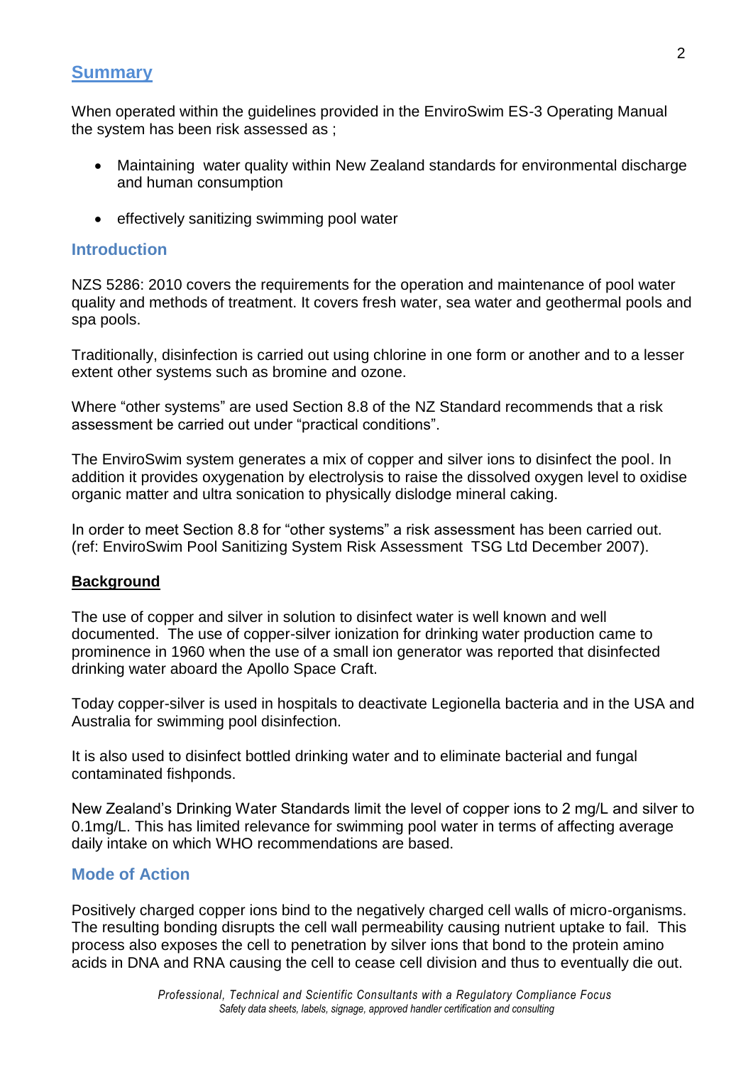## Summary

When operated within the guidelines provided in the EnviroSwim ES-3 Operating Manual the system has been risk assessed as ;

- Maintaining water quality within New Zealand standards for environmental discharge and human consumption
- effectively sanitizing swimming pool water

## Introduction

NZS 5286: 2010 covers the requirements for the operation and maintenance of pool water quality and methods of treatment. It covers fresh water, sea water and geothermal pools and spa pools.

Traditionally, disinfection is carried out using chlorine in one form or another and to a lesser extent other systems such as bromine and ozone.

Where “other systems” are used Section 8.8 of the NZ Standard recommends that a risk assessment be carried out under “practical conditions”.

The EnviroSwim system generates a mix of copper and silver ions to disinfect the pool. In addition it provides oxygenation by electrolysis to raise the dissolved oxygen level to oxidise organic matter and ultra sonication to physically dislodge mineral caking.

In order to meet Section 8.8 for “other systems” a risk assessment has been carried out. (ref: EnviroSwim Pool Sanitizing System Risk Assessment TSG Ltd December 2007).

## Background

The use of copper and silver in solution to disinfect water is well known and well documented. The use of copper-silver ionization for drinking water production came to prominence in 1960 when the use of a small ion generator was reported that disinfected drinking water aboard the Apollo Space Craft.

Today copper-silver is used in hospitals to deactivate Legionella bacteria and in the USA and Australia for swimming pool disinfection.

It is also used to disinfect bottled drinking water and to eliminate bacterial and fungal contaminated fishponds.

New Zealand’s Drinking Water Standards limit the level of copper ions to 2 mg/L and silver to 0.1mg/L. This has limited relevance for swimming pool water in terms of affecting average daily intake on which WHO recommendations are based.

## Mode of Action

Positively charged copper ions bind to the negatively charged cell walls of micro-organisms. The resulting bonding disrupts the cell wall permeability causing nutrient uptake to fail. This process also exposes the cell to penetration by silver ions that bond to the protein amino acids in DNA and RNA causing the cell to cease cell division and thus to eventually die out.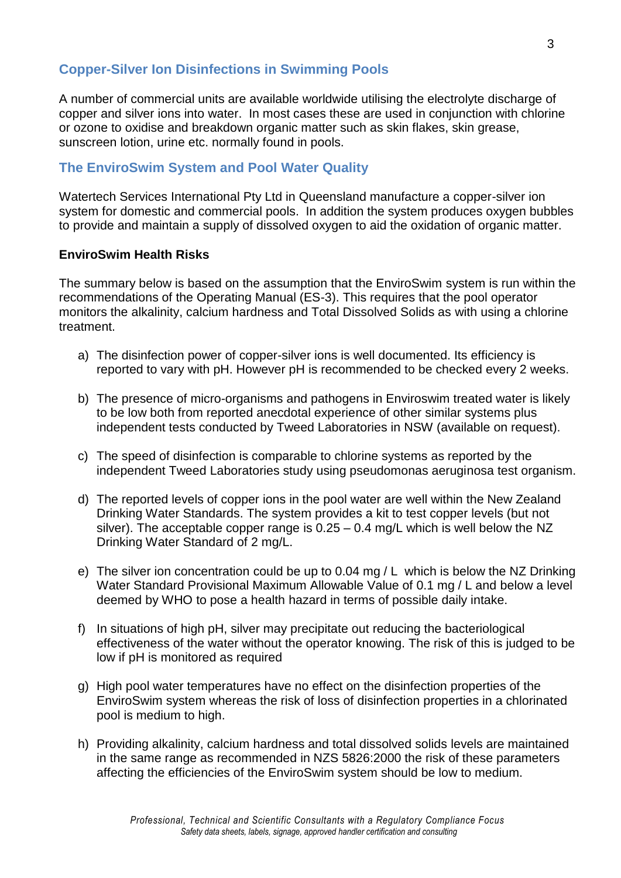## Copper-Silver Ion Disinfections in Swimming Pools

A number of commercial units are available worldwide utilising the electrolyte discharge of copper and silver ions into water. In most cases these are used in conjunction with chlorine or ozone to oxidise and breakdown organic matter such as skin flakes, skin grease, sunscreen lotion, urine etc. normally found in pools.

## The EnviroSwim System and Pool Water Quality

Watertech Services International Pty Ltd in Queensland manufacture a copper-silver ion system for domestic and commercial pools. In addition the system produces oxygen bubbles to provide and maintain a supply of dissolved oxygen to aid the oxidation of organic matter.

### EnviroSwim Health Risks

The summary below is based on the assumption that the EnviroSwim system is run within the recommendations of the Operating Manual (ES-3). This requires that the pool operator monitors the alkalinity, calcium hardness and Total Dissolved Solids as with using a chlorine treatment.

a) The disinfection power of copper-silver ions is well documented. Its efficiency is reported to vary with pH. However pH is recommended to be checked every 2 weeks.

b) The presence of micro-organisms and pathogens in Enviroswim treated water is likely to be low both from reported anecdotal experience of other similar systems plus independent tests conducted by Tweed Laboratories in NSW (available on request).

c) The speed of disinfection is comparable to chlorine systems as reported by the independent Tweed Laboratories study using pseudomonas aeruginosa test organism.

d) The reported levels of copper ions in the pool water are well within the New Zealand Drinking Water Standards. The system provides a kit to test copper levels (but not silver). The acceptable copper range is 0.25 – 0.4 mg/L which is well below the NZ Drinking Water Standard of 2 mg/L.

e) The silver ion concentration could be up to 0.04 mg / L which is below the NZ Drinking Water Standard Provisional Maximum Allowable Value of 0.1 mg / L and below a level deemed by WHO to pose a health hazard in terms of possible daily intake.

f) In situations of high pH, silver may precipitate out reducing the bacteriological effectiveness of the water without the operator knowing. The risk of this is judged to be low if pH is monitored as required

g) High pool water temperatures have no effect on the disinfection properties of the EnviroSwim system whereas the risk of loss of disinfection properties in a chlorinated pool is medium to high.

h) Providing alkalinity, calcium hardness and total dissolved solids levels are maintained in the same range as recommended in NZS 5826:2000 the risk of these parameters affecting the efficiencies of the EnviroSwim system should be low to medium.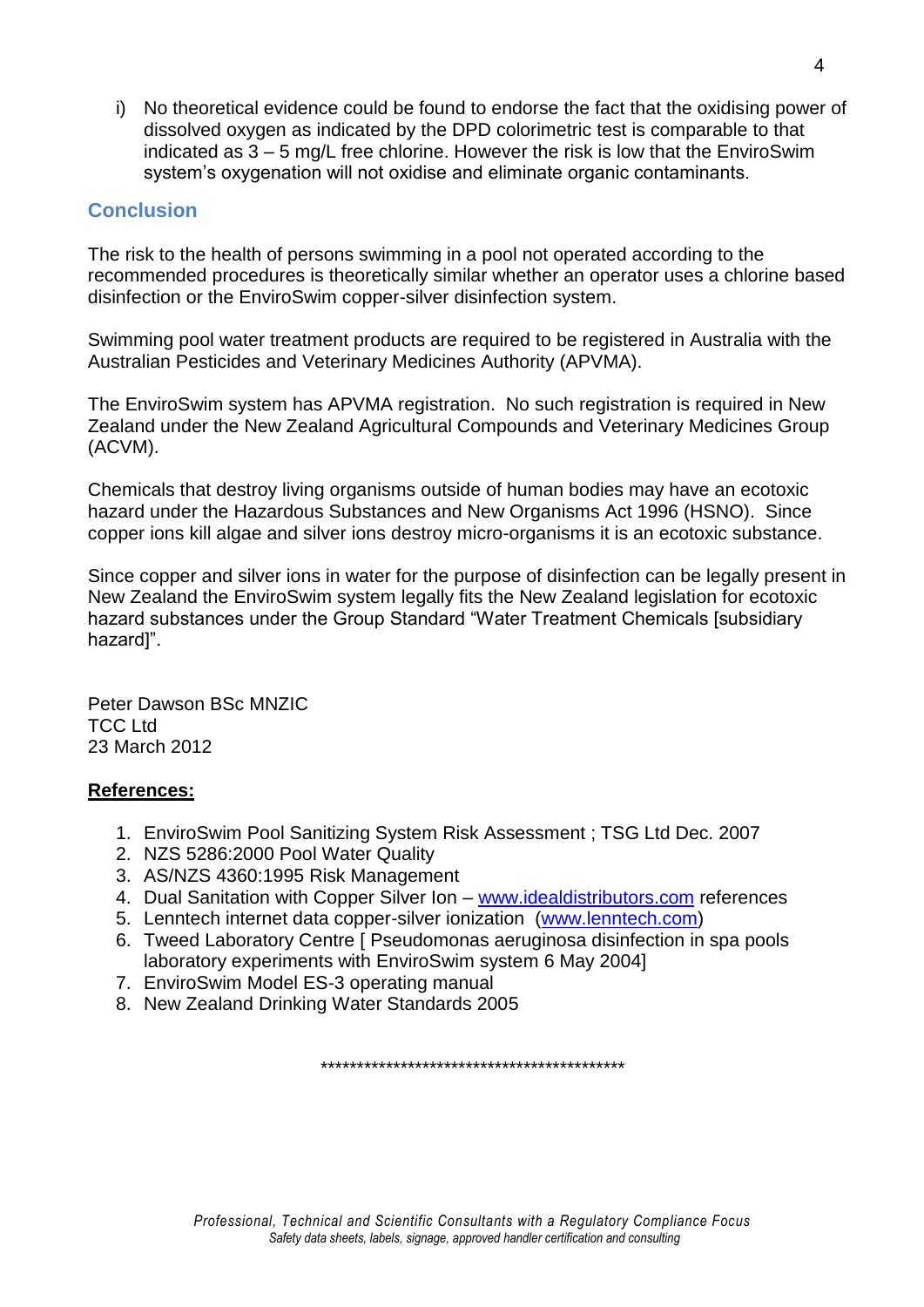i) No theoretical evidence could be found to endorse the fact that the oxidising power of dissolved oxygen as indicated by the DPD colorimetric test is comparable to that indicated as 3 – 5 mg/L free chlorine. However the risk is low that the EnviroSwim system's oxygenation will not oxidise and eliminate organic contaminants.

## Conclusion

The risk to the health of persons swimming in a pool not operated according to the recommended procedures is theoretically similar whether an operator uses a chlorine based disinfection or the EnviroSwim copper-silver disinfection system.

Swimming pool water treatment products are required to be registered in Australia with the Australian Pesticides and Veterinary Medicines Authority (APVMA).

The EnviroSwim system has APVMA registration. No such registration is required in New Zealand under the New Zealand Agricultural Compounds and Veterinary Medicines Group (ACVM).

Chemicals that destroy living organisms outside of human bodies may have an ecotoxic hazard under the Hazardous Substances and New Organisms Act 1996 (HSNO). Since copper ions kill algae and silver ions destroy micro-organisms it is an ecotoxic substance.

Since copper and silver ions in water for the purpose of disinfection can be legally present in New Zealand the EnviroSwim system legally fits the New Zealand legislation for ecotoxic hazard substances under the Group Standard "Water Treatment Chemicals [subsidiary hazard]".

Peter Dawson BSc MNZIC
TCC Ltd
23 March 2012

**References:**

1. EnviroSwim Pool Sanitizing System Risk Assessment ; TSG Ltd Dec. 2007
2. NZS 5286:2000 Pool Water Quality
3. AS/NZS 4360:1995 Risk Management
4. Dual Sanitation with Copper Silver Ion – www.idealdistributors.com references
5. Lenntech internet data copper-silver ionization (www.lenntech.com)
6. Tweed Laboratory Centre [ Pseudomonas aeruginosa disinfection in spa pools laboratory experiments with EnviroSwim system 6 May 2004]
7. EnviroSwim Model ES-3 operating manual
8. New Zealand Drinking Water Standards 2005

*******************************************

*Professional, Technical and Scientific Consultants with a Regulatory Compliance Focus*
*Safety data sheets, labels, signage, approved handler certification and consulting*